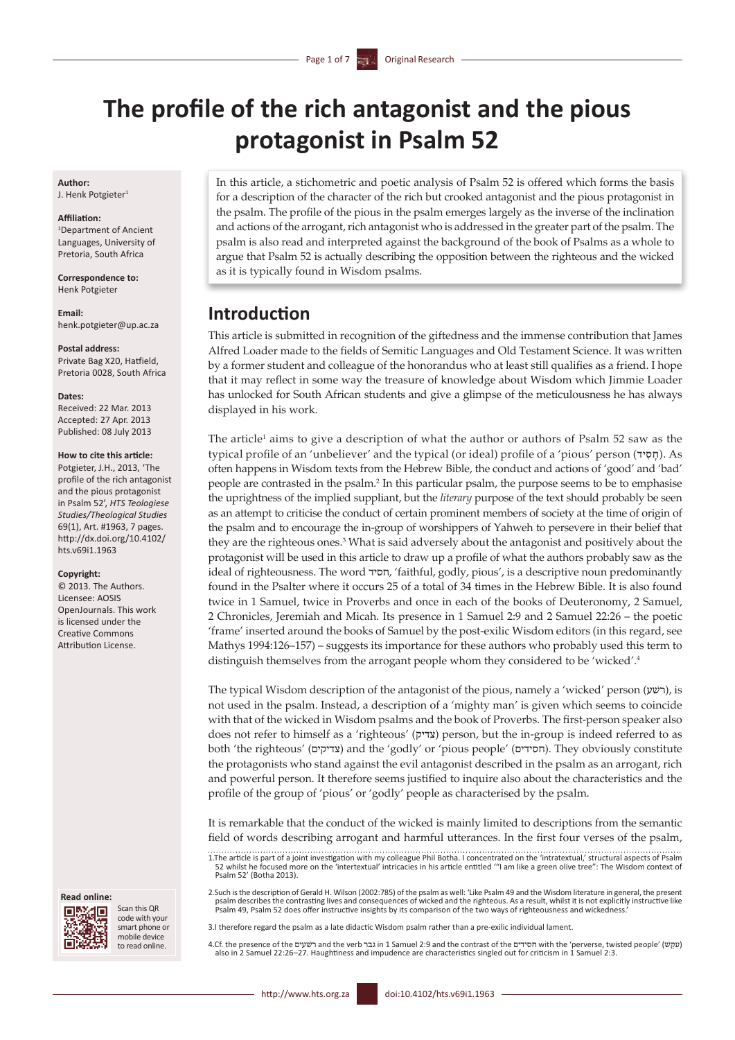# The profile of the rich antagonist and the pious protagonist in Psalm 52

**Author:**
J. Henk Potgieter[1]

**Affiliation:**
[1]Department of Ancient Languages, University of Pretoria, South Africa

**Correspondence to:**
Henk Potgieter

**Email:**
henk.potgieter@up.ac.za

**Postal address:**
Private Bag X20, Hatfield, Pretoria 0028, South Africa

**Dates:**
Received: 22 Mar. 2013
Accepted: 27 Apr. 2013
Published: 08 July 2013

**How to cite this article:**
Potgieter, J.H., 2013, 'The profile of the rich antagonist and the pious protagonist in Psalm 52', *HTS Teologiese Studies/Theological Studies* 69(1), Art. #1963, 7 pages. http://dx.doi.org/10.4102/hts.v69i1.1963

**Copyright:**
© 2013. The Authors. Licensee: AOSIS OpenJournals. This work is licensed under the Creative Commons Attribution License.

In this article, a stichometric and poetic analysis of Psalm 52 is offered which forms the basis for a description of the character of the rich but crooked antagonist and the pious protagonist in the psalm. The profile of the pious in the psalm emerges largely as the inverse of the inclination and actions of the arrogant, rich antagonist who is addressed in the greater part of the psalm. The psalm is also read and interpreted against the background of the book of Psalms as a whole to argue that Psalm 52 is actually describing the opposition between the righteous and the wicked as it is typically found in Wisdom psalms.

## Introduction

This article is submitted in recognition of the giftedness and the immense contribution that James Alfred Loader made to the fields of Semitic Languages and Old Testament Science. It was written by a former student and colleague of the honorandus who at least still qualifies as a friend. I hope that it may reflect in some way the treasure of knowledge about Wisdom which Jimmie Loader has unlocked for South African students and give a glimpse of the meticulousness he has always displayed in his work.

The article[1] aims to give a description of what the author or authors of Psalm 52 saw as the typical profile of an 'unbeliever' and the typical (or ideal) profile of a 'pious' person (חָסִיד). As often happens in Wisdom texts from the Hebrew Bible, the conduct and actions of 'good' and 'bad' people are contrasted in the psalm.[2] In this particular psalm, the purpose seems to be to emphasise the uprightness of the implied suppliant, but the *literary* purpose of the text should probably be seen as an attempt to criticise the conduct of certain prominent members of society at the time of origin of the psalm and to encourage the in-group of worshippers of Yahweh to persevere in their belief that they are the righteous ones.[3] What is said adversely about the antagonist and positively about the protagonist will be used in this article to draw up a profile of what the authors probably saw as the ideal of righteousness. The word חסיד, 'faithful, godly, pious', is a descriptive noun predominantly found in the Psalter where it occurs 25 of a total of 34 times in the Hebrew Bible. It is also found twice in 1 Samuel, twice in Proverbs and once in each of the books of Deuteronomy, 2 Samuel, 2 Chronicles, Jeremiah and Micah. Its presence in 1 Samuel 2:9 and 2 Samuel 22:26 – the poetic 'frame' inserted around the books of Samuel by the post-exilic Wisdom editors (in this regard, see Mathys 1994:126–157) – suggests its importance for these authors who probably used this term to distinguish themselves from the arrogant people whom they considered to be 'wicked'.[4]

The typical Wisdom description of the antagonist of the pious, namely a 'wicked' person (רשע), is not used in the psalm. Instead, a description of a 'mighty man' is given which seems to coincide with that of the wicked in Wisdom psalms and the book of Proverbs. The first-person speaker also does not refer to himself as a 'righteous' (צדיק) person, but the in-group is indeed referred to as both 'the righteous' (צדיקים) and the 'godly' or 'pious people' (חסידים). They obviously constitute the protagonists who stand against the evil antagonist described in the psalm as an arrogant, rich and powerful person. It therefore seems justified to inquire also about the characteristics and the profile of the group of 'pious' or 'godly' people as characterised by the psalm.

It is remarkable that the conduct of the wicked is mainly limited to descriptions from the semantic field of words describing arrogant and harmful utterances. In the first four verses of the psalm,

1.The article is part of a joint investigation with my colleague Phil Botha. I concentrated on the 'intratextual,' structural aspects of Psalm 52 whilst he focused more on the 'intertextual' intricacies in his article entitled '"I am like a green olive tree": The Wisdom context of Psalm 52' (Botha 2013).

2.Such is the description of Gerald H. Wilson (2002:785) of the psalm as well: 'Like Psalm 49 and the Wisdom literature in general, the present psalm describes the contrasting lives and consequences of wicked and the righteous. As a result, whilst it is not explicitly instructive like Psalm 49, Psalm 52 does offer instructive insights by its comparison of the two ways of righteousness and wickedness.'

3.I therefore regard the psalm as a late didactic Wisdom psalm rather than a pre-exilic individual lament.

4.Cf. the presence of the רשעים and the verb גבר in 1 Samuel 2:9 and the contrast of the חסידים with the 'perverse, twisted people' (עִקֵּשׁ) also in 2 Samuel 22:26–27. Haughtiness and impudence are characteristics singled out for criticism in 1 Samuel 2:3.

**Read online:**
Scan this QR code with your smart phone or mobile device to read online.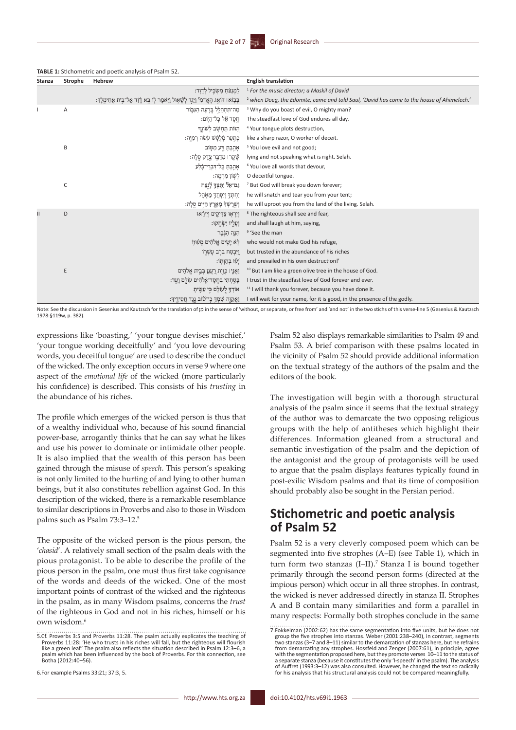**TABLE 1:** Stichometric and poetic analysis of Psalm 52.

| Stanza | Strophe | Hebrew | English translation |
|---|---|---|---|
| | | לַמְנַצֵּחַ מַשְׂכִּיל לְדָוִד׃ | [1] *For the music director; a Maskil of David* |
| | | בְּבוֹא׀ דּוֹאֵג הָאֲדֹמִי וַיַּגֵּד לְשָׁאוּל וַיֹּאמֶר לוֹ בָּא דָוִד אֶל־בֵּית אֲחִימֶלֶךְ׃ | [2] *when Doeg, the Edomite, came and told Saul, 'David has come to the house of Ahimelech.'* |
| I | A | מַה־תִּתְהַלֵּל בְּרָעָה הַגִּבּוֹר | [3] Why do you boast of evil, O mighty man? |
| | | חֶסֶד אֵל כָּל־הַיּוֹם׃ | The steadfast love of God endures all day. |
| | | הַוּוֹת תַּחְשֹׁב לְשׁוֹנֶךָ | [4] Your tongue plots destruction, |
| | | כְּתַעַר מְלֻטָּשׁ עֹשֵׂה רְמִיָּה׃ | like a sharp razor, O worker of deceit. |
| | B | אָהַבְתָּ רָּע מִטּוֹב | [5] You love evil and not good; |
| | | שֶׁקֶר׀ מִדַּבֵּר צֶדֶק סֶלָה׃ | lying and not speaking what is right. Selah. |
| | | אָהַבְתָּ כָל־דִּבְרֵי־בָלַע | [6] You love all words that devour, |
| | | לְשׁוֹן מִרְמָה׃ | O deceitful tongue. |
| | C | גַּם־אֵל יִתָּצְךָ לָנֶצַח | [7] But God will break you down forever; |
| | | יַחְתְּךָ וְיִסָּחֲךָ מֵאֹהֶל | he will snatch and tear you from your tent; |
| | | וְשֵׁרֶשְׁךָ מֵאֶרֶץ חַיִּים סֶלָה׃ | he will uproot you from the land of the living. Selah. |
| II | D | וְיִרְאוּ צַדִּיקִים וְיִירָאוּ | [8] The righteous shall see and fear, |
| | | וְעָלָיו יִשְׂחָקוּ׃ | and shall laugh at him, saying, |
| | | הִנֵּה הַגֶּבֶר | [9] 'See the man |
| | | לֹא יָשִׂים אֱלֹהִים מָעוּזּוֹ | who would not make God his refuge, |
| | | וַיִּבְטַח בְּרֹב עָשְׁרוֹ | but trusted in the abundance of his riches |
| | | יָעֹז בְּהַוָּתוֹ׃ | and prevailed in his own destruction!' |
| | E | וַאֲנִי׀ כְּזַיִת רַעֲנָן בְּבֵית אֱלֹהִים | [10] But I am like a green olive tree in the house of God. |
| | | בָּטַחְתִּי בְחֶסֶד־אֱלֹהִים עוֹלָם וָעֶד׃ | I trust in the steadfast love of God forever and ever. |
| | | אוֹדְךָ לְעוֹלָם כִּי עָשִׂיתָ | [11] I will thank you forever, because you have done it. |
| | | וַאֲקַוֶּה שִׁמְךָ כִי־טוֹב נֶגֶד חֲסִידֶיךָ׃ | I will wait for your name, for it is good, in the presence of the godly. |

Note: See the discussion in Gesenius and Kautzsch for the translation of מִן in the sense of 'without, or separate, or free from' and 'and not' in the two stichs of this verse-line 5 (Gesenius & Kautzsch 1978:§119w, p. 382).

expressions like 'boasting,' 'your tongue devises mischief,' 'your tongue working deceitfully' and 'you love devouring words, you deceitful tongue' are used to describe the conduct of the wicked. The only exception occurs in verse 9 where one aspect of the *emotional life* of the wicked (more particularly his confidence) is described. This consists of his *trusting* in the abundance of his riches.

The profile which emerges of the wicked person is thus that of a wealthy individual who, because of his sound financial power-base, arrogantly thinks that he can say what he likes and use his power to dominate or intimidate other people. It is also implied that the wealth of this person has been gained through the misuse of *speech*. This person's speaking is not only limited to the hurting of and lying to other human beings, but it also constitutes rebellion against God. In this description of the wicked, there is a remarkable resemblance to similar descriptions in Proverbs and also to those in Wisdom palms such as Psalm 73:3–12.[5]

The opposite of the wicked person is the pious person, the '*chasid*'. A relatively small section of the psalm deals with the pious protagonist. To be able to describe the profile of the pious person in the psalm, one must thus first take cognisance of the words and deeds of the wicked. One of the most important points of contrast of the wicked and the righteous in the psalm, as in many Wisdom psalms, concerns the *trust* of the righteous in God and not in his riches, himself or his own wisdom.[6]

Psalm 52 also displays remarkable similarities to Psalm 49 and Psalm 53. A brief comparison with these psalms located in the vicinity of Psalm 52 should provide additional information on the textual strategy of the authors of the psalm and the editors of the book.

The investigation will begin with a thorough structural analysis of the psalm since it seems that the textual strategy of the author was to demarcate the two opposing religious groups with the help of antitheses which highlight their differences. Information gleaned from a structural and semantic investigation of the psalm and the depiction of the antagonist and the group of protagonists will be used to argue that the psalm displays features typically found in post-exilic Wisdom psalms and that its time of composition should probably also be sought in the Persian period.

## Stichometric and poetic analysis of Psalm 52

Psalm 52 is a very cleverly composed poem which can be segmented into five strophes (A–E) (see Table 1), which in turn form two stanzas (I–II).[7] Stanza I is bound together primarily through the second person forms (directed at the impious person) which occur in all three strophes. In contrast, the wicked is never addressed directly in stanza II. Strophes A and B contain many similarities and form a parallel in many respects: Formally both strophes conclude in the same

5. Cf. Proverbs 3:5 and Proverbs 11:28. The psalm actually explicates the teaching of Proverbs 11:28: 'He who trusts in his riches will fall, but the righteous will flourish like a green leaf.' The psalm also reflects the situation described in Psalm 12:3–6, a psalm which has been influenced by the book of Proverbs. For this connection, see Botha (2012:40–56).

6. For example Psalms 33:21; 37:3, 5.

7. Fokkelman (2002:62) has the same segmentation into five units, but he does not group the five strophes into stanzas. Weber (2001:238–240), in contrast, segments two stanzas (3–7 and 8–11) similar to the demarcation of stanzas here, but he refrains from demarcating any strophes. Hossfeld and Zenger (2007:61), in principle, agree with the segmentation proposed here, but they promote verses 10–11 to the status of a separate stanza (because it constitutes the only 'I-speech' in the psalm). The analysis of Auffret (1993:3–12) was also consulted. However, he changed the text so radically for his analysis that his structural analysis could not be compared meaningfully.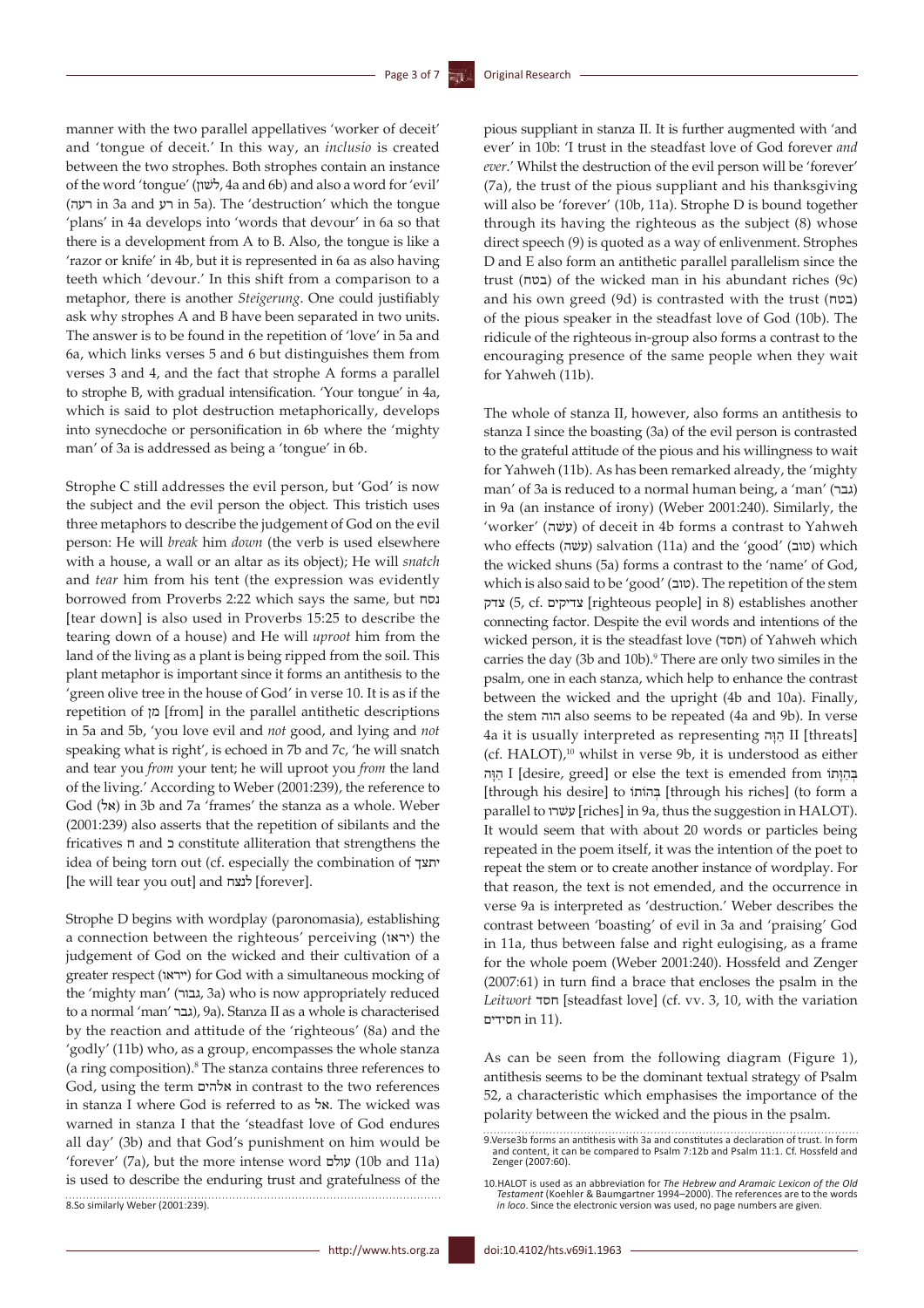manner with the two parallel appellatives 'worker of deceit' and 'tongue of deceit.' In this way, an *inclusio* is created between the two strophes. Both strophes contain an instance of the word 'tongue' (לשון, 4a and 6b) and also a word for 'evil' (רעה in 3a and רע in 5a). The 'destruction' which the tongue 'plans' in 4a develops into 'words that devour' in 6a so that there is a development from A to B. Also, the tongue is like a 'razor or knife' in 4b, but it is represented in 6a as also having teeth which 'devour.' In this shift from a comparison to a metaphor, there is another *Steigerung*. One could justifiably ask why strophes A and B have been separated in two units. The answer is to be found in the repetition of 'love' in 5a and 6a, which links verses 5 and 6 but distinguishes them from verses 3 and 4, and the fact that strophe A forms a parallel to strophe B, with gradual intensification. 'Your tongue' in 4a, which is said to plot destruction metaphorically, develops into synecdoche or personification in 6b where the 'mighty man' of 3a is addressed as being a 'tongue' in 6b.

Strophe C still addresses the evil person, but 'God' is now the subject and the evil person the object. This tristich uses three metaphors to describe the judgement of God on the evil person: He will *break* him *down* (the verb is used elsewhere with a house, a wall or an altar as its object); He will *snatch* and *tear* him from his tent (the expression was evidently borrowed from Proverbs 2:22 which says the same, but נסח [tear down] is also used in Proverbs 15:25 to describe the tearing down of a house) and He will *uproot* him from the land of the living as a plant is being ripped from the soil. This plant metaphor is important since it forms an antithesis to the 'green olive tree in the house of God' in verse 10. It is as if the repetition of מן [from] in the parallel antithetic descriptions in 5a and 5b, 'you love evil and *not* good, and lying and *not* speaking what is right', is echoed in 7b and 7c, 'he will snatch and tear you *from* your tent; he will uproot you *from* the land of the living.' According to Weber (2001:239), the reference to God (אל) in 3b and 7a 'frames' the stanza as a whole. Weber (2001:239) also asserts that the repetition of sibilants and the fricatives ח and כ constitute alliteration that strengthens the idea of being torn out (cf. especially the combination of יחצך [he will tear you out] and לנצח [forever].

Strophe D begins with wordplay (paronomasia), establishing a connection between the righteous' perceiving (יראו) the judgement of God on the wicked and their cultivation of a greater respect (וייראו) for God with a simultaneous mocking of the 'mighty man' (גבור, 3a) who is now appropriately reduced to a normal 'man' גבר, 9a). Stanza II as a whole is characterised by the reaction and attitude of the 'righteous' (8a) and the 'godly' (11b) who, as a group, encompasses the whole stanza (a ring composition).[8] The stanza contains three references to God, using the term אלהים in contrast to the two references in stanza I where God is referred to as אל. The wicked was warned in stanza I that the 'steadfast love of God endures all day' (3b) and that God's punishment on him would be 'forever' (7a), but the more intense word עולם (10b and 11a) is used to describe the enduring trust and gratefulness of the pious suppliant in stanza II. It is further augmented with 'and ever' in 10b: 'I trust in the steadfast love of God forever *and ever*.' Whilst the destruction of the evil person will be 'forever' (7a), the trust of the pious suppliant and his thanksgiving will also be 'forever' (10b, 11a). Strophe D is bound together through its having the righteous as the subject (8) whose direct speech (9) is quoted as a way of enlivenment. Strophes D and E also form an antithetic parallel parallelism since the trust (בטח) of the wicked man in his abundant riches (9c) and his own greed (9d) is contrasted with the trust (בטח) of the pious speaker in the steadfast love of God (10b). The ridicule of the righteous in-group also forms a contrast to the encouraging presence of the same people when they wait for Yahweh (11b).

The whole of stanza II, however, also forms an antithesis to stanza I since the boasting (3a) of the evil person is contrasted to the grateful attitude of the pious and his willingness to wait for Yahweh (11b). As has been remarked already, the 'mighty man' of 3a is reduced to a normal human being, a 'man' (גבר) in 9a (an instance of irony) (Weber 2001:240). Similarly, the 'worker' (עשׂה) of deceit in 4b forms a contrast to Yahweh who effects (עשׂה) salvation (11a) and the 'good' (טוב) which the wicked shuns (5a) forms a contrast to the 'name' of God, which is also said to be 'good' (טוב). The repetition of the stem צדק (5, cf. צדיקים [righteous people] in 8) establishes another connecting factor. Despite the evil words and intentions of the wicked person, it is the steadfast love (חסד) of Yahweh which carries the day (3b and 10b).[9] There are only two similes in the psalm, one in each stanza, which help to enhance the contrast between the wicked and the upright (4b and 10a). Finally, the stem הוה also seems to be repeated (4a and 9b). In verse 4a it is usually interpreted as representing הַוָּה II [threats] (cf. HALOT),[10] whilst in verse 9b, it is understood as either הַוָּה I [desire, greed] or else the text is emended from בְּהַוָּתוֹ [through his desire] to בְּהוֹנוֹ [through his riches] (to form a parallel to עָשְׁרוֹ [riches] in 9a, thus the suggestion in HALOT). It would seem that with about 20 words or particles being repeated in the poem itself, it was the intention of the poet to repeat the stem or to create another instance of wordplay. For that reason, the text is not emended, and the occurrence in verse 9a is interpreted as 'destruction.' Weber describes the contrast between 'boasting' of evil in 3a and 'praising' God in 11a, thus between false and right eulogising, as a frame for the whole poem (Weber 2001:240). Hossfeld and Zenger (2007:61) in turn find a brace that encloses the psalm in the *Leitwort* חסד [steadfast love] (cf. vv. 3, 10, with the variation חסידים in 11).

As can be seen from the following diagram (Figure 1), antithesis seems to be the dominant textual strategy of Psalm 52, a characteristic which emphasises the importance of the polarity between the wicked and the pious in the psalm.

8. So similarly Weber (2001:239).

9. Verse 3b forms an antithesis with 3a and constitutes a declaration of trust. In form and content, it can be compared to Psalm 7:12b and Psalm 11:1. Cf. Hossfeld and Zenger (2007:60).

10. HALOT is used as an abbreviation for *The Hebrew and Aramaic Lexicon of the Old Testament* (Koehler & Baumgartner 1994–2000). The references are to the words *in loco*. Since the electronic version was used, no page numbers are given.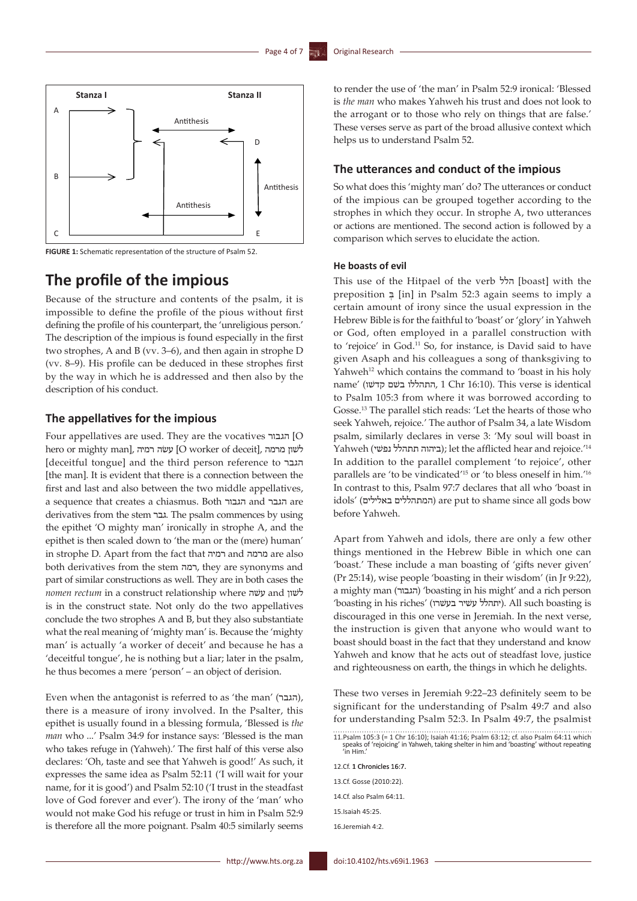Stanza I
Stanza II
A
B
C
D
E
Antithesis
Antithesis
Antithesis

**FIGURE 1:** Schematic representation of the structure of Psalm 52.

# The profile of the impious

Because of the structure and contents of the psalm, it is impossible to define the profile of the pious without first defining the profile of his counterpart, the 'unreligious person.' The description of the impious is found especially in the first two strophes, A and B (vv. 3–6), and then again in strophe D (vv. 8–9). His profile can be deduced in these strophes first by the way in which he is addressed and then also by the description of his conduct.

## The appellatives for the impious

Four appellatives are used. They are the vocatives הגבור [O hero or mighty man], עשׂה רמיה [O worker of deceit], לשון מרמה [deceitful tongue] and the third person reference to הגבר [the man]. It is evident that there is a connection between the first and last and also between the two middle appellatives, a sequence that creates a chiasmus. Both הגבור and הגבר are derivatives from the stem גבר. The psalm commences by using the epithet 'O mighty man' ironically in strophe A, and the epithet is then scaled down to 'the man or the (mere) human' in strophe D. Apart from the fact that רמיה and מרמה are also both derivatives from the stem רמה, they are synonyms and part of similar constructions as well. They are in both cases the *nomen rectum* in a construct relationship where עשׂה and לשון is in the construct state. Not only do the two appellatives conclude the two strophes A and B, but they also substantiate what the real meaning of 'mighty man' is. Because the 'mighty man' is actually 'a worker of deceit' and because he has a 'deceitful tongue', he is nothing but a liar; later in the psalm, he thus becomes a mere 'person' – an object of derision.

Even when the antagonist is referred to as 'the man' (הגבר), there is a measure of irony involved. In the Psalter, this epithet is usually found in a blessing formula, 'Blessed is *the man* who ...' Psalm 34:9 for instance says: 'Blessed is the man who takes refuge in (Yahweh).' The first half of this verse also declares: 'Oh, taste and see that Yahweh is good!' As such, it expresses the same idea as Psalm 52:11 ('I will wait for your name, for it is good') and Psalm 52:10 ('I trust in the steadfast love of God forever and ever'). The irony of the 'man' who would not make God his refuge or trust in him in Psalm 52:9 is therefore all the more poignant. Psalm 40:5 similarly seems to render the use of 'the man' in Psalm 52:9 ironical: 'Blessed is *the man* who makes Yahweh his trust and does not look to the arrogant or to those who rely on things that are false.' These verses serve as part of the broad allusive context which helps us to understand Psalm 52.

## The utterances and conduct of the impious

So what does this 'mighty man' do? The utterances or conduct of the impious can be grouped together according to the strophes in which they occur. In strophe A, two utterances or actions are mentioned. The second action is followed by a comparison which serves to elucidate the action.

### He boasts of evil

This use of the Hitpael of the verb הלל [boast] with the preposition בְּ [in] in Psalm 52:3 again seems to imply a certain amount of irony since the usual expression in the Hebrew Bible is for the faithful to 'boast' or 'glory' in Yahweh or God, often employed in a parallel construction with to 'rejoice' in God.[11] So, for instance, is David said to have given Asaph and his colleagues a song of thanksgiving to Yahweh[12] which contains the command to 'boast in his holy name' (התהללו בשׁם קדשׁו, 1 Chr 16:10). This verse is identical to Psalm 105:3 from where it was borrowed according to Gosse.[13] The parallel stich reads: 'Let the hearts of those who seek Yahweh, rejoice.' The author of Psalm 34, a late Wisdom psalm, similarly declares in verse 3: 'My soul will boast in Yahweh (ביהוה תתהלל נפשׁי); let the afflicted hear and rejoice.'[14] In addition to the parallel complement 'to rejoice', other parallels are 'to be vindicated'[15] or 'to bless oneself in him.'[16] In contrast to this, Psalm 97:7 declares that all who 'boast in idols' (המתהללים באלילים) are put to shame since all gods bow before Yahweh.

Apart from Yahweh and idols, there are only a few other things mentioned in the Hebrew Bible in which one can 'boast.' These include a man boasting of 'gifts never given' (Pr 25:14), wise people 'boasting in their wisdom' (in Jr 9:22), a mighty man (הגבור) 'boasting in his might' and a rich person 'boasting in his riches' (יתהלל עשׁיר בעשׁרו). All such boasting is discouraged in this one verse in Jeremiah. In the next verse, the instruction is given that anyone who would want to boast should boast in the fact that they understand and know Yahweh and know that he acts out of steadfast love, justice and righteousness on earth, the things in which he delights.

These two verses in Jeremiah 9:22–23 definitely seem to be significant for the understanding of Psalm 49:7 and also for understanding Psalm 52:3. In Psalm 49:7, the psalmist

11. Psalm 105:3 (= 1 Chr 16:10); Isaiah 41:16; Psalm 63:12; cf. also Psalm 64:11 which speaks of 'rejoicing' in Yahweh, taking shelter in him and 'boasting' without repeating 'in Him.'

12. Cf. 1 Chronicles 16:7.

13. Cf. Gosse (2010:22).

14. Cf. also Psalm 64:11.

15. Isaiah 45:25.

16. Jeremiah 4:2.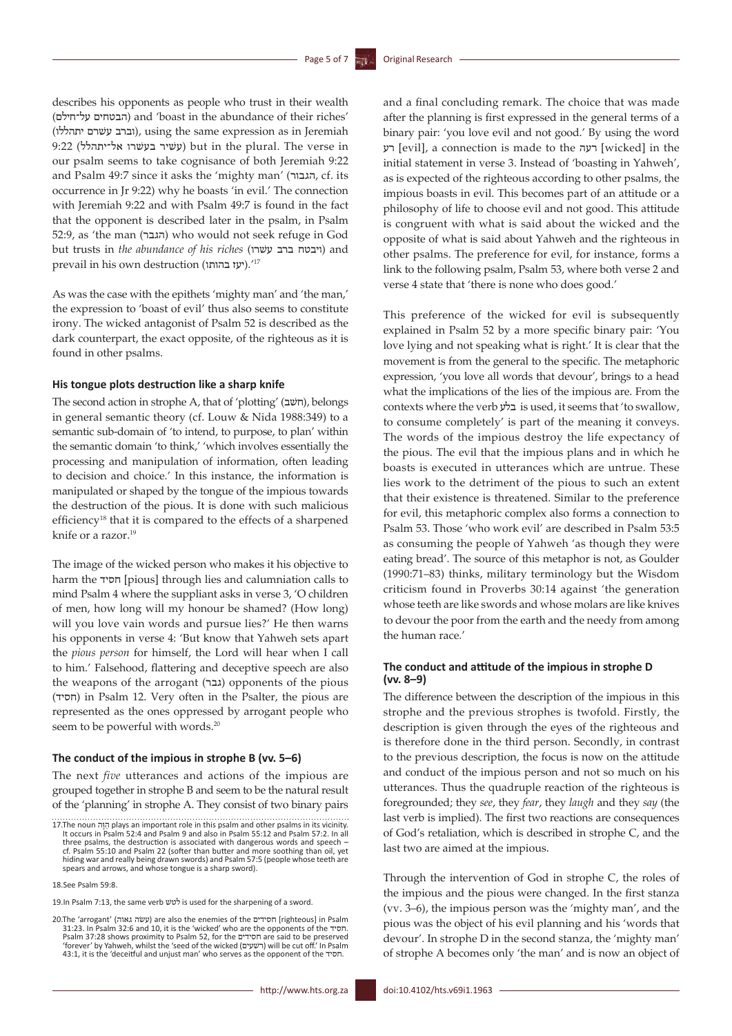describes his opponents as people who trust in their wealth (הבטחים על־חילם) and 'boast in the abundance of their riches' (וברב עשרם יתהללו), using the same expression as in Jeremiah 9:22 (עשיר בעשרו אל־יתהלל) but in the plural. The verse in our psalm seems to take cognisance of both Jeremiah 9:22 and Psalm 49:7 since it asks the 'mighty man' (הגבור, cf. its occurrence in Jr 9:22) why he boasts 'in evil.' The connection with Jeremiah 9:22 and with Psalm 49:7 is found in the fact that the opponent is described later in the psalm, in Psalm 52:9, as 'the man (הגבר) who would not seek refuge in God but trusts in *the abundance of his riches* (ויבטח ברב עשרו) and prevail in his own destruction (יעז בהותו).'[17]

As was the case with the epithets 'mighty man' and 'the man,' the expression to 'boast of evil' thus also seems to constitute irony. The wicked antagonist of Psalm 52 is described as the dark counterpart, the exact opposite, of the righteous as it is found in other psalms.

#### His tongue plots destruction like a sharp knife

The second action in strophe A, that of 'plotting' (חשב), belongs in general semantic theory (cf. Louw & Nida 1988:349) to a semantic sub-domain of 'to intend, to purpose, to plan' within the semantic domain 'to think,' 'which involves essentially the processing and manipulation of information, often leading to decision and choice.' In this instance, the information is manipulated or shaped by the tongue of the impious towards the destruction of the pious. It is done with such malicious efficiency[18] that it is compared to the effects of a sharpened knife or a razor.[19]

The image of the wicked person who makes it his objective to harm the חסיד [pious] through lies and calumniation calls to mind Psalm 4 where the suppliant asks in verse 3, 'O children of men, how long will my honour be shamed? (How long) will you love vain words and pursue lies?' He then warns his opponents in verse 4: 'But know that Yahweh sets apart the *pious person* for himself, the Lord will hear when I call to him.' Falsehood, flattering and deceptive speech are also the weapons of the arrogant (גבר) opponents of the pious (חסיד) in Psalm 12. Very often in the Psalter, the pious are represented as the ones oppressed by arrogant people who seem to be powerful with words.[20]

#### The conduct of the impious in strophe B (vv. 5–6)

The next *five* utterances and actions of the impious are grouped together in strophe B and seem to be the natural result of the 'planning' in strophe A. They consist of two binary pairs and a final concluding remark. The choice that was made after the planning is first expressed in the general terms of a binary pair: 'you love evil and not good.' By using the word רע [evil], a connection is made to the רעה [wicked] in the initial statement in verse 3. Instead of 'boasting in Yahweh', as is expected of the righteous according to other psalms, the impious boasts in evil. This becomes part of an attitude or a philosophy of life to choose evil and not good. This attitude is congruent with what is said about the wicked and the opposite of what is said about Yahweh and the righteous in other psalms. The preference for evil, for instance, forms a link to the following psalm, Psalm 53, where both verse 2 and verse 4 state that 'there is none who does good.'

This preference of the wicked for evil is subsequently explained in Psalm 52 by a more specific binary pair: 'You love lying and not speaking what is right.' It is clear that the movement is from the general to the specific. The metaphoric expression, 'you love all words that devour', brings to a head what the implications of the lies of the impious are. From the contexts where the verb בלע is used, it seems that 'to swallow, to consume completely' is part of the meaning it conveys. The words of the impious destroy the life expectancy of the pious. The evil that the impious plans and in which he boasts is executed in utterances which are untrue. These lies work to the detriment of the pious to such an extent that their existence is threatened. Similar to the preference for evil, this metaphoric complex also forms a connection to Psalm 53. Those 'who work evil' are described in Psalm 53:5 as consuming the people of Yahweh 'as though they were eating bread'. The source of this metaphor is not, as Goulder (1990:71–83) thinks, military terminology but the Wisdom criticism found in Proverbs 30:14 against 'the generation whose teeth are like swords and whose molars are like knives to devour the poor from the earth and the needy from among the human race.'

#### The conduct and attitude of the impious in strophe D (vv. 8–9)

The difference between the description of the impious in this strophe and the previous strophes is twofold. Firstly, the description is given through the eyes of the righteous and is therefore done in the third person. Secondly, in contrast to the previous description, the focus is now on the attitude and conduct of the impious person and not so much on his utterances. Thus the quadruple reaction of the righteous is foregrounded; they *see*, they *fear*, they *laugh* and they *say* (the last verb is implied). The first two reactions are consequences of God's retaliation, which is described in strophe C, and the last two are aimed at the impious.

Through the intervention of God in strophe C, the roles of the impious and the pious were changed. In the first stanza (vv. 3–6), the impious person was the 'mighty man', and the pious was the object of his evil planning and his 'words that devour'. In strophe D in the second stanza, the 'mighty man' of strophe A becomes only 'the man' and is now an object of

17.The noun הַוָּה plays an important role in this psalm and other psalms in its vicinity. It occurs in Psalm 52:4 and Psalm 9 and also in Psalm 55:12 and Psalm 57:2. In all three psalms, the destruction is associated with dangerous words and speech – cf. Psalm 55:10 and Psalm 22 (softer than butter and more soothing than oil, yet hiding war and really being drawn swords) and Psalm 57:5 (people whose teeth are spears and arrows, and whose tongue is a sharp sword).

18.See Psalm 59:8.

19.In Psalm 7:13, the same verb לטש is used for the sharpening of a sword.

20.The 'arrogant' (עשה גאוה) are also the enemies of the חסידים [righteous] in Psalm 31:23. In Psalm 32:6 and 10, it is the 'wicked' who are the opponents of the חסיד. Psalm 37:28 shows proximity to Psalm 52, for the חסידים are said to be preserved 'forever' by Yahweh, whilst the 'seed of the wicked (רשעים) will be cut off.' In Psalm 43:1, it is the 'deceitful and unjust man' who serves as the opponent of the חסיד.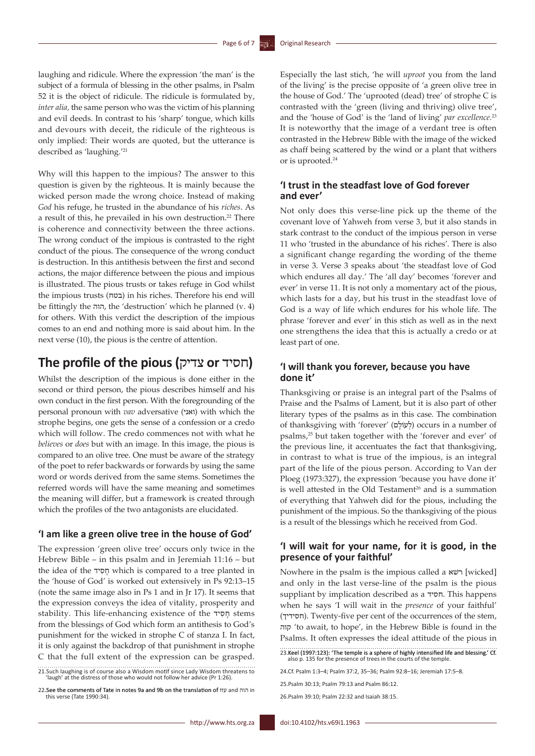laughing and ridicule. Where the expression 'the man' is the subject of a formula of blessing in the other psalms, in Psalm 52 it is the object of ridicule. The ridicule is formulated by, *inter alia,* the same person who was the victim of his planning and evil deeds. In contrast to his 'sharp' tongue, which kills and devours with deceit, the ridicule of the righteous is only implied: Their words are quoted, but the utterance is described as 'laughing.'[21]

Why will this happen to the impious? The answer to this question is given by the righteous. It is mainly because the wicked person made the wrong choice. Instead of making *God* his refuge, he trusted in the abundance of his *riches*. As a result of this, he prevailed in his own destruction.[22] There is coherence and connectivity between the three actions. The wrong conduct of the impious is contrasted to the right conduct of the pious. The consequence of the wrong conduct is destruction. In this antithesis between the first and second actions, the major difference between the pious and impious is illustrated. The pious trusts or takes refuge in God whilst the impious trusts (בטח) in his riches. Therefore his end will be fittingly the הוה, the 'destruction' which he planned (v. 4) for others. With this verdict the description of the impious comes to an end and nothing more is said about him. In the next verse (10), the pious is the centre of attention.

## The profile of the pious (צדיק or חסיד)

Whilst the description of the impious is done either in the second or third person, the pious describes himself and his own conduct in the first person. With the foregrounding of the personal pronoun with *vav* adversative (ואני) with which the strophe begins, one gets the sense of a confession or a credo which will follow. The credo commences not with what he *believes* or *does* but with an image. In this image, the pious is compared to an olive tree. One must be aware of the strategy of the poet to refer backwards or forwards by using the same word or words derived from the same stems. Sometimes the referred words will have the same meaning and sometimes the meaning will differ, but a framework is created through which the profiles of the two antagonists are elucidated.

### 'I am like a green olive tree in the house of God'

The expression 'green olive tree' occurs only twice in the Hebrew Bible – in this psalm and in Jeremiah 11:16 – but the idea of the חָסִיד which is compared to a tree planted in the 'house of God' is worked out extensively in Ps 92:13–15 (note the same image also in Ps 1 and in Jr 17). It seems that the expression conveys the idea of vitality, prosperity and stability. This life-enhancing existence of the חָסִיד stems from the blessings of God which form an antithesis to God's punishment for the wicked in strophe C of stanza I. In fact, it is only against the backdrop of that punishment in strophe C that the full extent of the expression can be grasped. Especially the last stich, 'he will *uproot* you from the land of the living' is the precise opposite of 'a green olive tree in the house of God.' The 'uprooted (dead) tree' of strophe C is contrasted with the 'green (living and thriving) olive tree', and the 'house of God' is the 'land of living' *par excellence.*[23] It is noteworthy that the image of a verdant tree is often contrasted in the Hebrew Bible with the image of the wicked as chaff being scattered by the wind or a plant that withers or is uprooted.[24]

### 'I trust in the steadfast love of God forever and ever'

Not only does this verse-line pick up the theme of the covenant love of Yahweh from verse 3, but it also stands in stark contrast to the conduct of the impious person in verse 11 who 'trusted in the abundance of his riches'. There is also a significant change regarding the wording of the theme in verse 3. Verse 3 speaks about 'the steadfast love of God which endures all day.' The 'all day' becomes 'forever and ever' in verse 11. It is not only a momentary act of the pious, which lasts for a day, but his trust in the steadfast love of God is a way of life which endures for his whole life. The phrase 'forever and ever' in this stich as well as in the next one strengthens the idea that this is actually a credo or at least part of one.

### 'I will thank you forever, because you have done it'

Thanksgiving or praise is an integral part of the Psalms of Praise and the Psalms of Lament, but it is also part of other literary types of the psalms as in this case. The combination of thanksgiving with 'forever' (לְעוֹלָם) occurs in a number of psalms,[25] but taken together with the 'forever and ever' of the previous line, it accentuates the fact that thanksgiving, in contrast to what is true of the impious, is an integral part of the life of the pious person. According to Van der Ploeg (1973:327), the expression 'because you have done it' is well attested in the Old Testament[26] and is a summation of everything that Yahweh did for the pious, including the punishment of the impious. So the thanksgiving of the pious is a result of the blessings which he received from God.

### 'I will wait for your name, for it is good, in the presence of your faithful'

Nowhere in the psalm is the impious called a רשׁא [wicked] and only in the last verse-line of the psalm is the pious suppliant by implication described as a חסיד. This happens when he says 'I will wait in the *presence* of your faithful' (חסידיך). Twenty-five per cent of the occurrences of the stem, קוה 'to await, to hope', in the Hebrew Bible is found in the Psalms. It often expresses the ideal attitude of the pious in

---

21. Such laughing is of course also a Wisdom motif since Lady Wisdom threatens to 'laugh' at the distress of those who would not follow her advice (Pr 1:26).

22. See the comments of Tate in notes 9a and 9b on the translation of עזו and הוה in this verse (Tate 1990:34).

23. Keel (1997:123): 'The temple is a sphere of highly intensified life and blessing.' Cf. also p. 135 for the presence of trees in the courts of the temple.

24. Cf. Psalm 1:3–4; Psalm 37:2, 35–36; Psalm 92:8–16; Jeremiah 17:5–8.

25. Psalm 30:13; Psalm 79:13 and Psalm 86:12.

26. Psalm 39:10; Psalm 22:32 and Isaiah 38:15.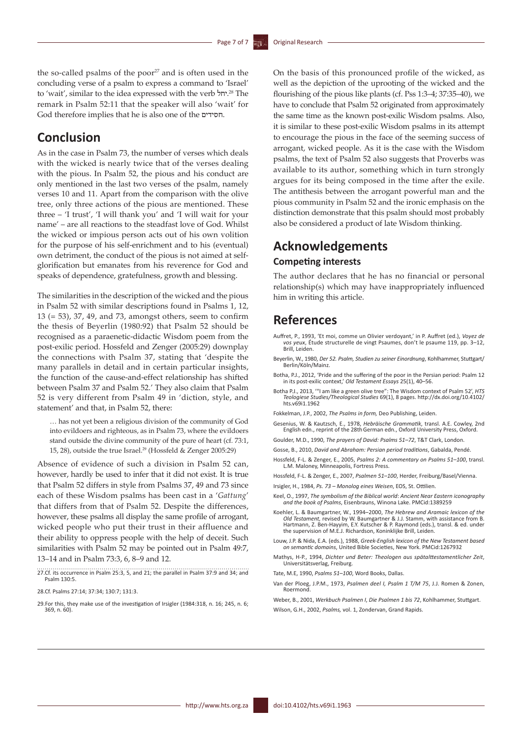the so-called psalms of the poor[27] and is often used in the concluding verse of a psalm to express a command to 'Israel' to 'wait', similar to the idea expressed with the verb יחל.[28] The remark in Psalm 52:11 that the speaker will also 'wait' for God therefore implies that he is also one of the חסידים.

## Conclusion

As in the case in Psalm 73, the number of verses which deals with the wicked is nearly twice that of the verses dealing with the pious. In Psalm 52, the pious and his conduct are only mentioned in the last two verses of the psalm, namely verses 10 and 11. Apart from the comparison with the olive tree, only three actions of the pious are mentioned. These three – 'I trust', 'I will thank you' and 'I will wait for your name' – are all reactions to the steadfast love of God. Whilst the wicked or impious person acts out of his own volition for the purpose of his self-enrichment and to his (eventual) own detriment, the conduct of the pious is not aimed at self-glorification but emanates from his reverence for God and speaks of dependence, gratefulness, growth and blessing.

The similarities in the description of the wicked and the pious in Psalm 52 with similar descriptions found in Psalms 1, 12, 13 (= 53), 37, 49, and 73, amongst others, seem to confirm the thesis of Beyerlin (1980:92) that Psalm 52 should be recognised as a paraenetic-didactic Wisdom poem from the post-exilic period. Hossfeld and Zenger (2005:29) downplay the connections with Psalm 37, stating that 'despite the many parallels in detail and in certain particular insights, the function of the cause-and-effect relationship has shifted between Psalm 37 and Psalm 52.' They also claim that Psalm 52 is very different from Psalm 49 in 'diction, style, and statement' and that, in Psalm 52, there:

> … has not yet been a religious division of the community of God into evildoers and righteous, as in Psalm 73, where the evildoers stand outside the divine community of the pure of heart (cf. 73:1, 15, 28), outside the true Israel.[29] (Hossfeld & Zenger 2005:29)

Absence of evidence of such a division in Psalm 52 can, however, hardly be used to infer that it did not exist. It is true that Psalm 52 differs in style from Psalms 37, 49 and 73 since each of these Wisdom psalms has been cast in a '*Gattung*' that differs from that of Psalm 52. Despite the differences, however, these psalms all display the same profile of arrogant, wicked people who put their trust in their affluence and their ability to oppress people with the help of deceit. Such similarities with Psalm 52 may be pointed out in Psalm 49:7, 13–14 and in Psalm 73:3, 6, 8–9 and 12.

On the basis of this pronounced profile of the wicked, as well as the depiction of the uprooting of the wicked and the flourishing of the pious like plants (cf. Pss 1:3–4; 37:35–40), we have to conclude that Psalm 52 originated from approximately the same time as the known post-exilic Wisdom psalms. Also, it is similar to these post-exilic Wisdom psalms in its attempt to encourage the pious in the face of the seeming success of arrogant, wicked people. As it is the case with the Wisdom psalms, the text of Psalm 52 also suggests that Proverbs was available to its author, something which in turn strongly argues for its being composed in the time after the exile. The antithesis between the arrogant powerful man and the pious community in Psalm 52 and the ironic emphasis on the distinction demonstrate that this psalm should most probably also be considered a product of late Wisdom thinking.

## Acknowledgements

### Competing interests

The author declares that he has no financial or personal relationship(s) which may have inappropriately influenced him in writing this article.

## References

Auffret, P., 1993, 'Et moi, comme un Olivier verdoyant,' in P. Auffret (ed.), *Voyez de vos yeux*, Étude structurelle de vingt Psaumes, don't le psaume 119, pp. 3–12, Brill, Leiden.

Beyerlin, W., 1980, *Der 52. Psalm, Studien zu seiner Einordnung*, Kohlhammer, Stuttgart/Berlin/Köln/Mainz.

Botha, P.J., 2012, 'Pride and the suffering of the poor in the Persian period: Psalm 12 in its post-exilic context,' *Old Testament Essays* 25(1), 40–56.

Botha P.J., 2013, '"I am like a green olive tree": The Wisdom context of Psalm 52', *HTS Teologiese Studies/Theological Studies* 69(1), 8 pages. http://dx.doi.org/10.4102/hts.v69i1.1962

Fokkelman, J.P., 2002, *The Psalms in form,* Deo Publishing, Leiden.

Gesenius, W. & Kautzsch, E., 1978, *Hebräische Grammatik*, transl. A.E. Cowley, 2nd English edn., reprint of the 28th German edn., Oxford University Press, Oxford.

Goulder, M.D., 1990, *The prayers of David: Psalms 51–72*, T&T Clark, London.

Gosse, B., 2010, *David and Abraham: Persian period traditions*, Gabalda, Pendé.

Hossfeld, F-L. & Zenger, E., 2005, *Psalms 2: A commentary on Psalms 51–100*, transl. L.M. Maloney, Minneapolis, Fortress Press.

Hossfeld, F-L. & Zenger, E., 2007, *Psalmen 51–100*, Herder, Freiburg/Basel/Vienna.

Irsigler, H., 1984, *Ps. 73 – Monolog eines Weisen*, EOS, St. Ottilien.

Keel, O., 1997, *The symbolism of the Biblical world*: *Ancient Near Eastern iconography and the book of Psalms*, Eisenbrauns, Winona Lake. PMCid:1389259

Koehler, L. & Baumgartner, W., 1994–2000, *The Hebrew and Aramaic lexicon of the Old Testament,* revised by W. Baumgartner & J.J. Stamm, with assistance from B. Hartmann, Z. Ben-Hayyim, E.Y. Kutscher & P. Raymond (eds.), transl. & ed. under the supervision of M.E.J. Richardson, Koninklijke Brill, Leiden.

Louw, J.P. & Nida, E.A. (eds.), 1988, *Greek-English lexicon of the New Testament based on semantic domains*, United Bible Societies, New York. PMCid:1267932

Mathys, H-P., 1994, *Dichter und Beter: Theologen aus spätalttestamentlicher Zeit*, Universitätsverlag, Freiburg.

Tate, M.E, 1990, *Psalms 51–100*, Word Books, Dallas.

Van der Ploeg, J.P.M., 1973, *Psalmen deel I, Psalm 1 T/M 75*, J.J. Romen & Zonen, Roermond.

Weber, B., 2001, *Werkbuch Psalmen I*, *Die Psalmen 1 bis 72*, Kohlhammer, Stuttgart.

Wilson, G.H., 2002, *Psalms,* vol. 1, Zondervan, Grand Rapids.

---

27. Cf. its occurrence in Psalm 25:3, 5, and 21; the parallel in Psalm 37:9 and 34; and Psalm 130:5.

28. Cf. Psalms 27:14; 37:34; 130:7; 131:3.

29. For this, they make use of the investigation of Irsigler (1984:318, n. 16; 245, n. 6; 369, n. 60).